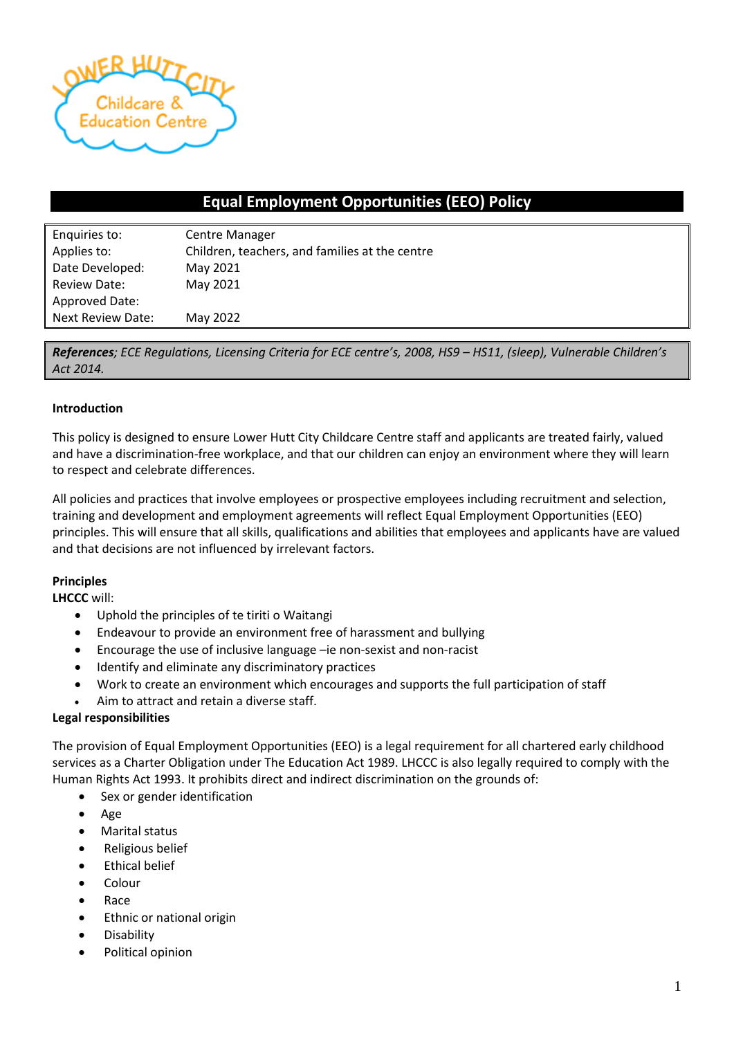# Equal Employment Opportunities (EEO) Policy

| Enquiries to: | Centre Manager |
|---|---|
| Applies to: | Children, teachers, and families at the centre |
| Date Developed: | May 2021 |
| Review Date: | May 2021 |
| Approved Date: | |
| Next Review Date: | May 2022 |

***References***; *ECE Regulations, Licensing Criteria for ECE centre's, 2008, HS9 – HS11, (sleep), Vulnerable Children's Act 2014.*

**Introduction**

This policy is designed to ensure Lower Hutt City Childcare Centre staff and applicants are treated fairly, valued and have a discrimination-free workplace, and that our children can enjoy an environment where they will learn to respect and celebrate differences.

All policies and practices that involve employees or prospective employees including recruitment and selection, training and development and employment agreements will reflect Equal Employment Opportunities (EEO) principles. This will ensure that all skills, qualifications and abilities that employees and applicants have are valued and that decisions are not influenced by irrelevant factors.

**Principles**

**LHCCC** will:

- Uphold the principles of te tiriti o Waitangi
- Endeavour to provide an environment free of harassment and bullying
- Encourage the use of inclusive language –ie non-sexist and non-racist
- Identify and eliminate any discriminatory practices
- Work to create an environment which encourages and supports the full participation of staff
- Aim to attract and retain a diverse staff.

**Legal responsibilities**

The provision of Equal Employment Opportunities (EEO) is a legal requirement for all chartered early childhood services as a Charter Obligation under The Education Act 1989. LHCCC is also legally required to comply with the Human Rights Act 1993. It prohibits direct and indirect discrimination on the grounds of:

- Sex or gender identification
- Age
- Marital status
- Religious belief
- Ethical belief
- Colour
- Race
- Ethnic or national origin
- Disability
- Political opinion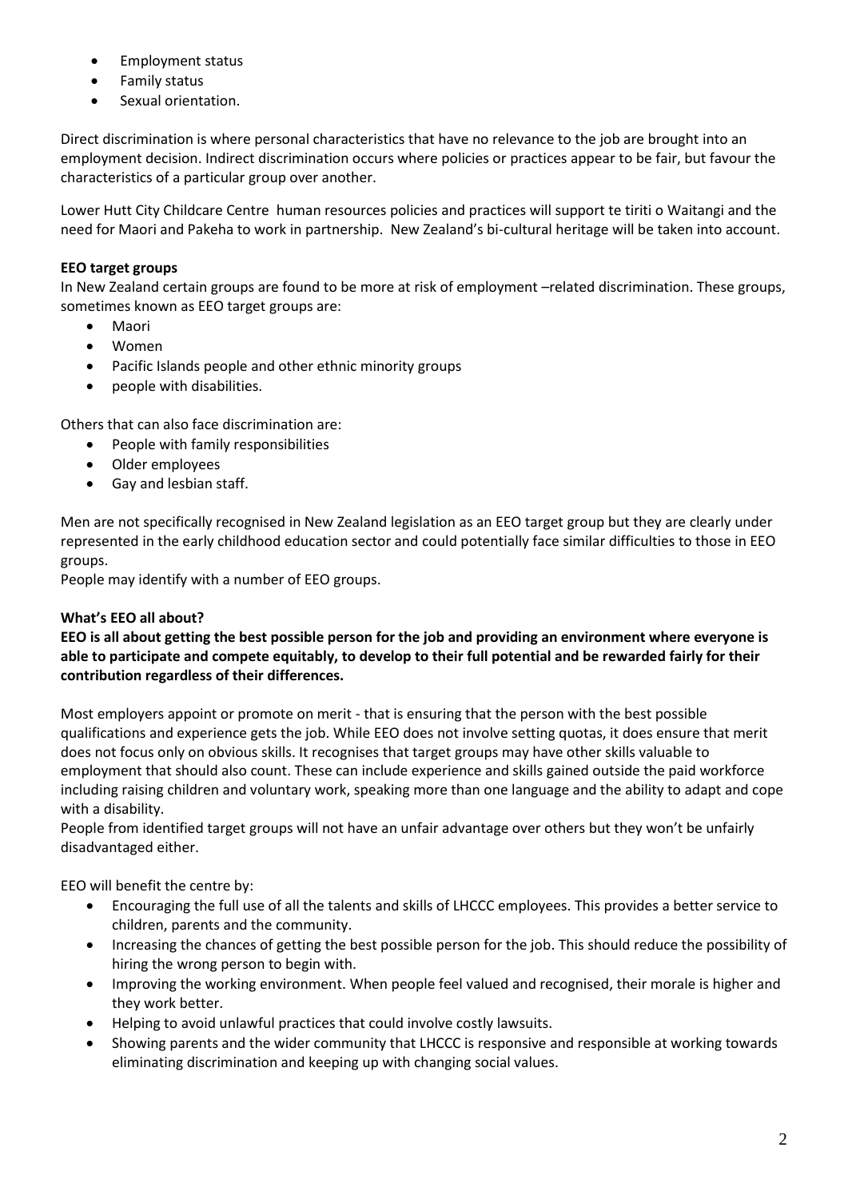- Employment status
- Family status
- Sexual orientation.

Direct discrimination is where personal characteristics that have no relevance to the job are brought into an employment decision. Indirect discrimination occurs where policies or practices appear to be fair, but favour the characteristics of a particular group over another.

Lower Hutt City Childcare Centre human resources policies and practices will support te tiriti o Waitangi and the need for Maori and Pakeha to work in partnership. New Zealand's bi-cultural heritage will be taken into account.

**EEO target groups**

In New Zealand certain groups are found to be more at risk of employment –related discrimination. These groups, sometimes known as EEO target groups are:

- Maori
- Women
- Pacific Islands people and other ethnic minority groups
- people with disabilities.

Others that can also face discrimination are:

- People with family responsibilities
- Older employees
- Gay and lesbian staff.

Men are not specifically recognised in New Zealand legislation as an EEO target group but they are clearly under represented in the early childhood education sector and could potentially face similar difficulties to those in EEO groups.

People may identify with a number of EEO groups.

**What's EEO all about?**

**EEO is all about getting the best possible person for the job and providing an environment where everyone is able to participate and compete equitably, to develop to their full potential and be rewarded fairly for their contribution regardless of their differences.**

Most employers appoint or promote on merit - that is ensuring that the person with the best possible qualifications and experience gets the job. While EEO does not involve setting quotas, it does ensure that merit does not focus only on obvious skills. It recognises that target groups may have other skills valuable to employment that should also count. These can include experience and skills gained outside the paid workforce including raising children and voluntary work, speaking more than one language and the ability to adapt and cope with a disability.

People from identified target groups will not have an unfair advantage over others but they won't be unfairly disadvantaged either.

EEO will benefit the centre by:

- Encouraging the full use of all the talents and skills of LHCCC employees. This provides a better service to children, parents and the community.
- Increasing the chances of getting the best possible person for the job. This should reduce the possibility of hiring the wrong person to begin with.
- Improving the working environment. When people feel valued and recognised, their morale is higher and they work better.
- Helping to avoid unlawful practices that could involve costly lawsuits.
- Showing parents and the wider community that LHCCC is responsive and responsible at working towards eliminating discrimination and keeping up with changing social values.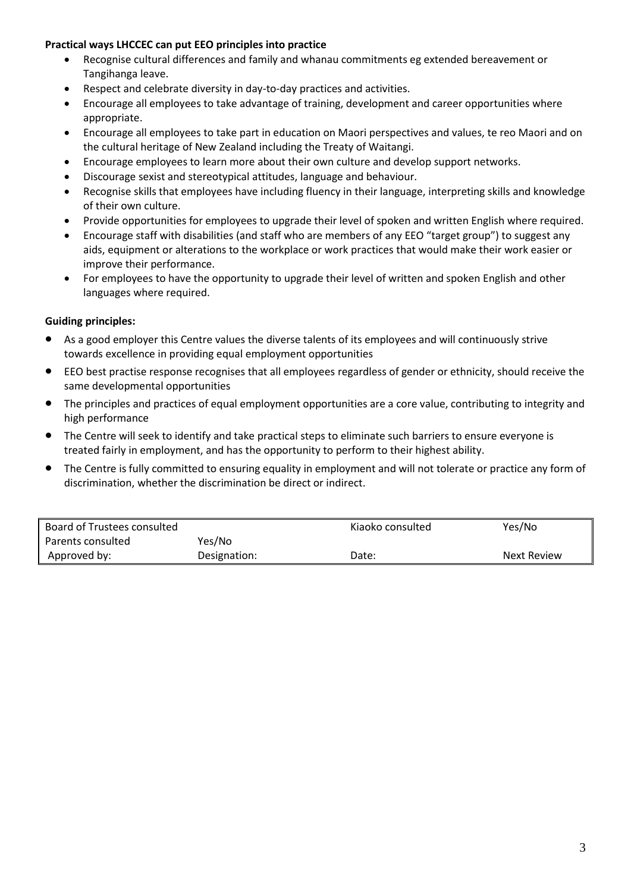**Practical ways LHCCEC can put EEO principles into practice**

- Recognise cultural differences and family and whanau commitments eg extended bereavement or Tangihanga leave.
- Respect and celebrate diversity in day-to-day practices and activities.
- Encourage all employees to take advantage of training, development and career opportunities where appropriate.
- Encourage all employees to take part in education on Maori perspectives and values, te reo Maori and on the cultural heritage of New Zealand including the Treaty of Waitangi.
- Encourage employees to learn more about their own culture and develop support networks.
- Discourage sexist and stereotypical attitudes, language and behaviour.
- Recognise skills that employees have including fluency in their language, interpreting skills and knowledge of their own culture.
- Provide opportunities for employees to upgrade their level of spoken and written English where required.
- Encourage staff with disabilities (and staff who are members of any EEO "target group") to suggest any aids, equipment or alterations to the workplace or work practices that would make their work easier or improve their performance.
- For employees to have the opportunity to upgrade their level of written and spoken English and other languages where required.

**Guiding principles:**

- As a good employer this Centre values the diverse talents of its employees and will continuously strive towards excellence in providing equal employment opportunities
- EEO best practise response recognises that all employees regardless of gender or ethnicity, should receive the same developmental opportunities
- The principles and practices of equal employment opportunities are a core value, contributing to integrity and high performance
- The Centre will seek to identify and take practical steps to eliminate such barriers to ensure everyone is treated fairly in employment, and has the opportunity to perform to their highest ability.
- The Centre is fully committed to ensuring equality in employment and will not tolerate or practice any form of discrimination, whether the discrimination be direct or indirect.

| | | | |
|---|---|---|---|
| Board of Trustees consulted | | Kiaoko consulted | Yes/No |
| Parents consulted | Yes/No | | |
| Approved by: | Designation: | Date: | Next Review |